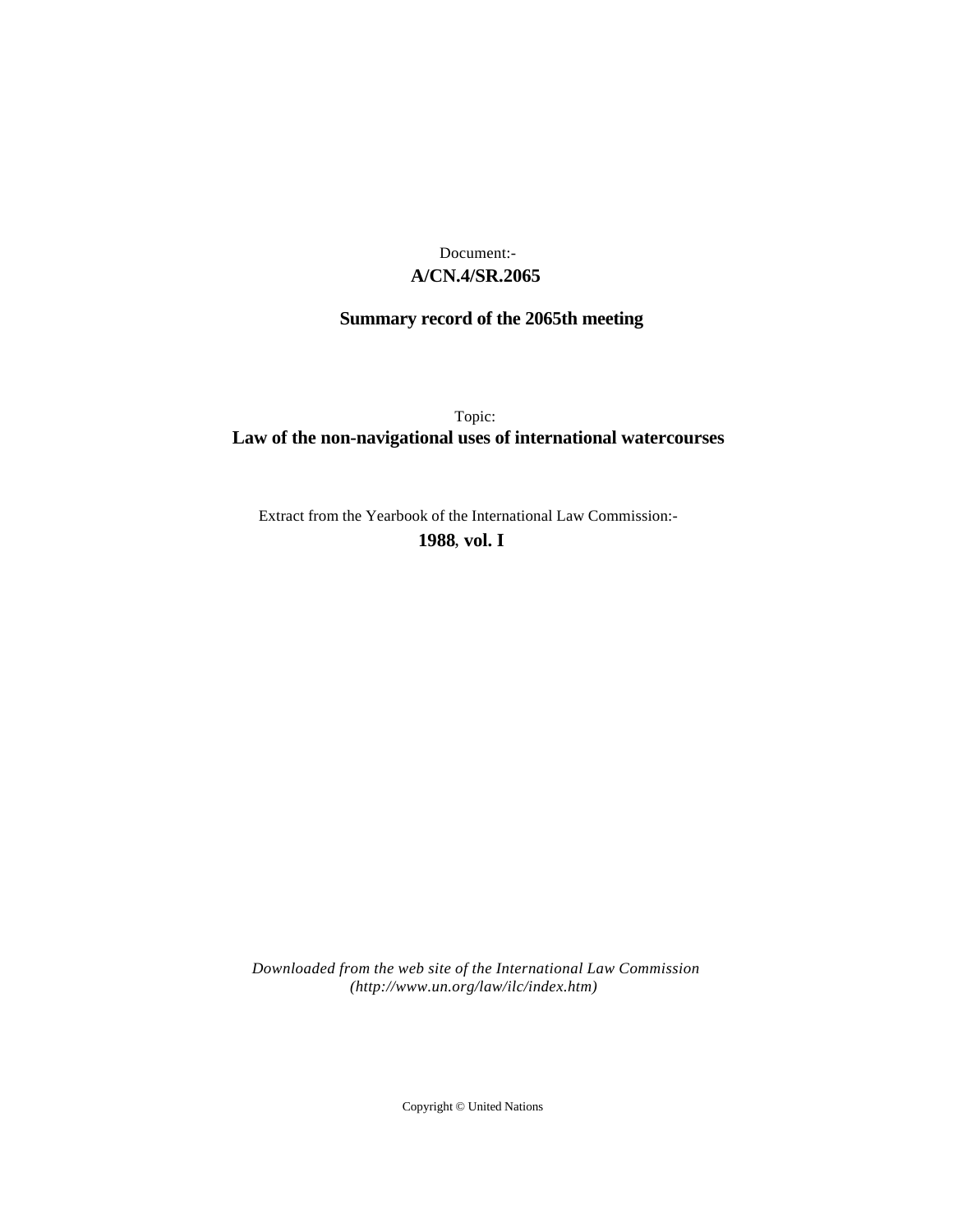Document:-

**A/CN.4/SR.2065**

**Summary record of the 2065th meeting**

Topic:

**Law of the non-navigational uses of international watercourses**

Extract from the Yearbook of the International Law Commission:-

**1988, vol. I**

*Downloaded from the web site of the International Law Commission (http://www.un.org/law/ilc/index.htm)*

Copyright © United Nations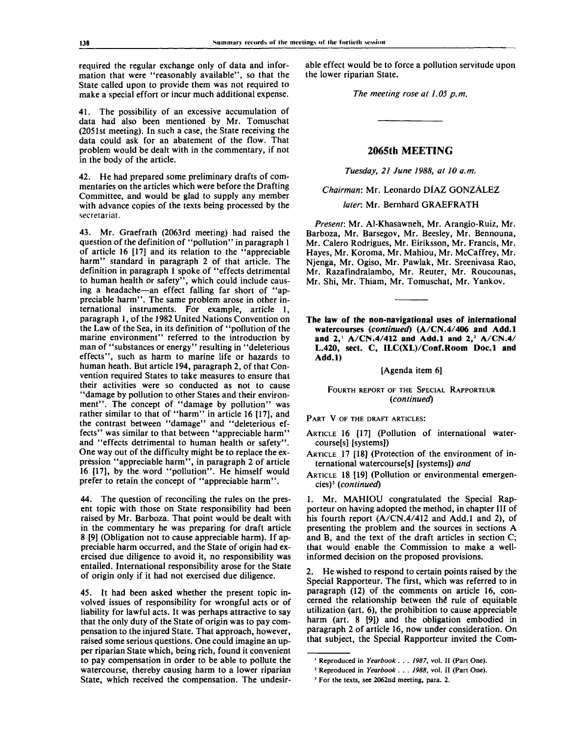required the regular exchange only of data and information that were "reasonably available", so that the State called upon to provide them was not required to make a special effort or incur much additional expense.

41. The possibility of an excessive accumulation of data had also been mentioned by Mr. Tomuschat (2051st meeting). In such a case, the State receiving the data could ask for an abatement of the flow. That problem would be dealt with in the commentary, if not in the body of the article.

42. He had prepared some preliminary drafts of commentaries on the articles which were before the Drafting Committee, and would be glad to supply any member with advance copies of the texts being processed by the secretariat.

43. Mr. Graefrath (2063rd meeting) had raised the question of the definition of "pollution" in paragraph 1 of article 16 [17] and its relation to the "appreciable harm" standard in paragraph 2 of that article. The definition in paragraph 1 spoke of "effects detrimental to human health or safety", which could include causing a headache—an effect falling far short of "appreciable harm". The same problem arose in other international instruments. For example, article 1, paragraph 1, of the 1982 United Nations Convention on the Law of the Sea, in its definition of "pollution of the marine environment" referred to the introduction by man of "substances or energy" resulting in "deleterious effects", such as harm to marine life or hazards to human heath. But article 194, paragraph 2, of that Convention required States to take measures to ensure that their activities were so conducted as not to cause "damage by pollution to other States and their environment". The concept of "damage by pollution" was rather similar to that of "harm" in article 16 [17], and the contrast between "damage" and "deleterious effects" was similar to that between "appreciable harm" and "effects detrimental to human health or safety". One way out of the difficulty might be to replace the expression "appreciable harm", in paragraph 2 of article 16 [17], by the word "pollution". He himself would prefer to retain the concept of "appreciable harm".

44. The question of reconciling the rules on the present topic with those on State responsibility had been raised by Mr. Barboza. That point would be dealt with in the commentary he was preparing for draft article 8 [9] (Obligation not to cause appreciable harm). If appreciable harm occurred, and the State of origin had exercised due diligence to avoid it, no responsibility was entailed. International responsibility arose for the State of origin only if it had not exercised due diligence.

45. It had been asked whether the present topic involved issues of responsibility for wrongful acts or of liability for lawful acts. It was perhaps attractive to say that the only duty of the State of origin was to pay compensation to the injured State. That approach, however, raised some serious questions. One could imagine an upper riparian State which, being rich, found it convenient to pay compensation in order to be able to pollute the watercourse, thereby causing harm to a lower riparian State, which received the compensation. The undesirable effect would be to force a pollution servitude upon the lower riparian State.

*The meeting rose at 1.05 p.m.*

## 2065th MEETING

*Tuesday, 21 June 1988, at 10 a.m.*

*Chairman*: Mr. Leonardo DÍAZ GONZÁLEZ

*later*: Mr. Bernhard GRAEFRATH

*Present*: Mr. Al-Khasawneh, Mr. Arangio-Ruiz, Mr. Barboza, Mr. Barsegov, Mr. Beesley, Mr. Bennouna, Mr. Calero Rodrigues, Mr. Eiriksson, Mr. Francis, Mr. Hayes, Mr. Koroma, Mr. Mahiou, Mr. McCaffrey, Mr. Njenga, Mr. Ogiso, Mr. Pawlak, Mr. Sreenivasa Rao, Mr. Razafindralambo, Mr. Reuter, Mr. Roucounas, Mr. Shi, Mr. Thiam, Mr. Tomuschat, Mr. Yankov.

### The law of the non-navigational uses of international watercourses (*continued*) (A/CN.4/406 and Add.1 and 2,[1] A/CN.4/412 and Add.1 and 2,[2] A/CN.4/L.420, sect. C, ILC(XL)/Conf.Room Doc.1 and Add.1)

[Agenda item 6]

#### FOURTH REPORT OF THE SPECIAL RAPPORTEUR (*continued*)

PART V OF THE DRAFT ARTICLES:

ARTICLE 16 [17] (Pollution of international watercourse[s] [systems])

ARTICLE 17 [18] (Protection of the environment of international watercourse[s] [systems]) *and*

ARTICLE 18 [19] (Pollution or environmental emergencies)[3] (*continued*)

1. Mr. MAHIOU congratulated the Special Rapporteur on having adopted the method, in chapter III of his fourth report (A/CN.4/412 and Add.1 and 2), of presenting the problem and the sources in sections A and B, and the text of the draft articles in section C; that would enable the Commission to make a well-informed decision on the proposed provisions.

2. He wished to respond to certain points raised by the Special Rapporteur. The first, which was referred to in paragraph (12) of the comments on article 16, concerned the relationship between the rule of equitable utilization (art. 6), the prohibition to cause appreciable harm (art. 8 [9]) and the obligation embodied in paragraph 2 of article 16, now under consideration. On that subject, the Special Rapporteur invited the Com-

---

[1] Reproduced in *Yearbook . . . 1987*, vol. II (Part One).

[2] Reproduced in *Yearbook . . . 1988*, vol. II (Part One).

[3] For the texts, see 2062nd meeting, para. 2.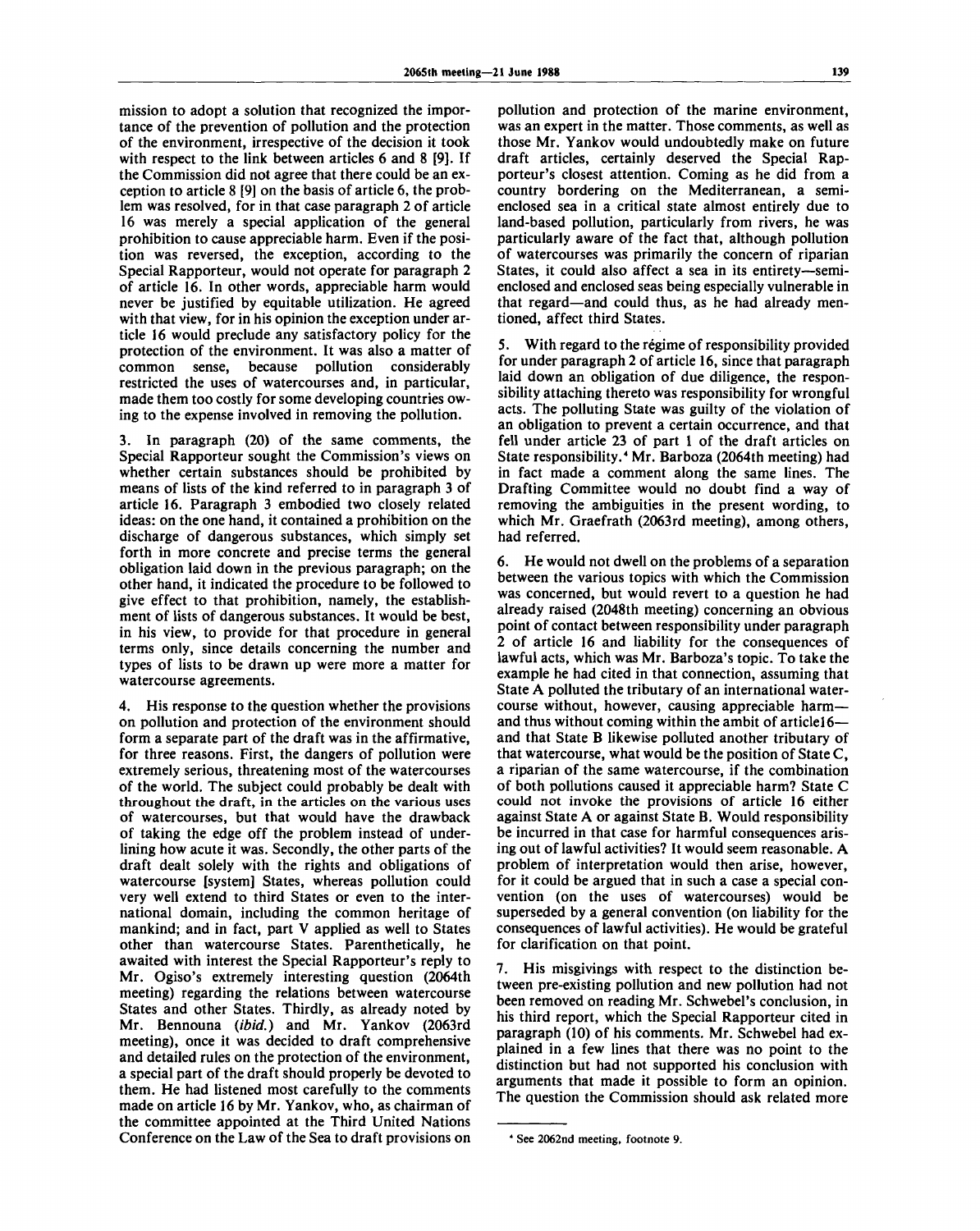mission to adopt a solution that recognized the importance of the prevention of pollution and the protection of the environment, irrespective of the decision it took with respect to the link between articles 6 and 8 [9]. If the Commission did not agree that there could be an exception to article 8 [9] on the basis of article 6, the problem was resolved, for in that case paragraph 2 of article 16 was merely a special application of the general prohibition to cause appreciable harm. Even if the position was reversed, the exception, according to the Special Rapporteur, would not operate for paragraph 2 of article 16. In other words, appreciable harm would never be justified by equitable utilization. He agreed with that view, for in his opinion the exception under article 16 would preclude any satisfactory policy for the protection of the environment. It was also a matter of common sense, because pollution considerably restricted the uses of watercourses and, in particular, made them too costly for some developing countries owing to the expense involved in removing the pollution.

3. In paragraph (20) of the same comments, the Special Rapporteur sought the Commission's views on whether certain substances should be prohibited by means of lists of the kind referred to in paragraph 3 of article 16. Paragraph 3 embodied two closely related ideas: on the one hand, it contained a prohibition on the discharge of dangerous substances, which simply set forth in more concrete and precise terms the general obligation laid down in the previous paragraph; on the other hand, it indicated the procedure to be followed to give effect to that prohibition, namely, the establishment of lists of dangerous substances. It would be best, in his view, to provide for that procedure in general terms only, since details concerning the number and types of lists to be drawn up were more a matter for watercourse agreements.

4. His response to the question whether the provisions on pollution and protection of the environment should form a separate part of the draft was in the affirmative, for three reasons. First, the dangers of pollution were extremely serious, threatening most of the watercourses of the world. The subject could probably be dealt with throughout the draft, in the articles on the various uses of watercourses, but that would have the drawback of taking the edge off the problem instead of underlining how acute it was. Secondly, the other parts of the draft dealt solely with the rights and obligations of watercourse [system] States, whereas pollution could very well extend to third States or even to the international domain, including the common heritage of mankind; and in fact, part V applied as well to States other than watercourse States. Parenthetically, he awaited with interest the Special Rapporteur's reply to Mr. Ogiso's extremely interesting question (2064th meeting) regarding the relations between watercourse States and other States. Thirdly, as already noted by Mr. Bennouna (*ibid.*) and Mr. Yankov (2063rd meeting), once it was decided to draft comprehensive and detailed rules on the protection of the environment, a special part of the draft should properly be devoted to them. He had listened most carefully to the comments made on article 16 by Mr. Yankov, who, as chairman of the committee appointed at the Third United Nations Conference on the Law of the Sea to draft provisions on pollution and protection of the marine environment, was an expert in the matter. Those comments, as well as those Mr. Yankov would undoubtedly make on future draft articles, certainly deserved the Special Rapporteur's closest attention. Coming as he did from a country bordering on the Mediterranean, a semi-enclosed sea in a critical state almost entirely due to land-based pollution, particularly from rivers, he was particularly aware of the fact that, although pollution of watercourses was primarily the concern of riparian States, it could also affect a sea in its entirety—semi-enclosed and enclosed seas being especially vulnerable in that regard—and could thus, as he had already mentioned, affect third States.

5. With regard to the régime of responsibility provided for under paragraph 2 of article 16, since that paragraph laid down an obligation of due diligence, the responsibility attaching thereto was responsibility for wrongful acts. The polluting State was guilty of the violation of an obligation to prevent a certain occurrence, and that fell under article 23 of part 1 of the draft articles on State responsibility.[4] Mr. Barboza (2064th meeting) had in fact made a comment along the same lines. The Drafting Committee would no doubt find a way of removing the ambiguities in the present wording, to which Mr. Graefrath (2063rd meeting), among others, had referred.

6. He would not dwell on the problems of a separation between the various topics with which the Commission was concerned, but would revert to a question he had already raised (2048th meeting) concerning an obvious point of contact between responsibility under paragraph 2 of article 16 and liability for the consequences of lawful acts, which was Mr. Barboza's topic. To take the example he had cited in that connection, assuming that State A polluted the tributary of an international watercourse without, however, causing appreciable harm—and thus without coming within the ambit of article16—and that State B likewise polluted another tributary of that watercourse, what would be the position of State C, a riparian of the same watercourse, if the combination of both pollutions caused it appreciable harm? State C could not invoke the provisions of article 16 either against State A or against State B. Would responsibility be incurred in that case for harmful consequences arising out of lawful activities? It would seem reasonable. A problem of interpretation would then arise, however, for it could be argued that in such a case a special convention (on the uses of watercourses) would be superseded by a general convention (on liability for the consequences of lawful activities). He would be grateful for clarification on that point.

7. His misgivings with respect to the distinction between pre-existing pollution and new pollution had not been removed on reading Mr. Schwebel's conclusion, in his third report, which the Special Rapporteur cited in paragraph (10) of his comments. Mr. Schwebel had explained in a few lines that there was no point to the distinction but had not supported his conclusion with arguments that made it possible to form an opinion. The question the Commission should ask related more

[4] See 2062nd meeting, footnote 9.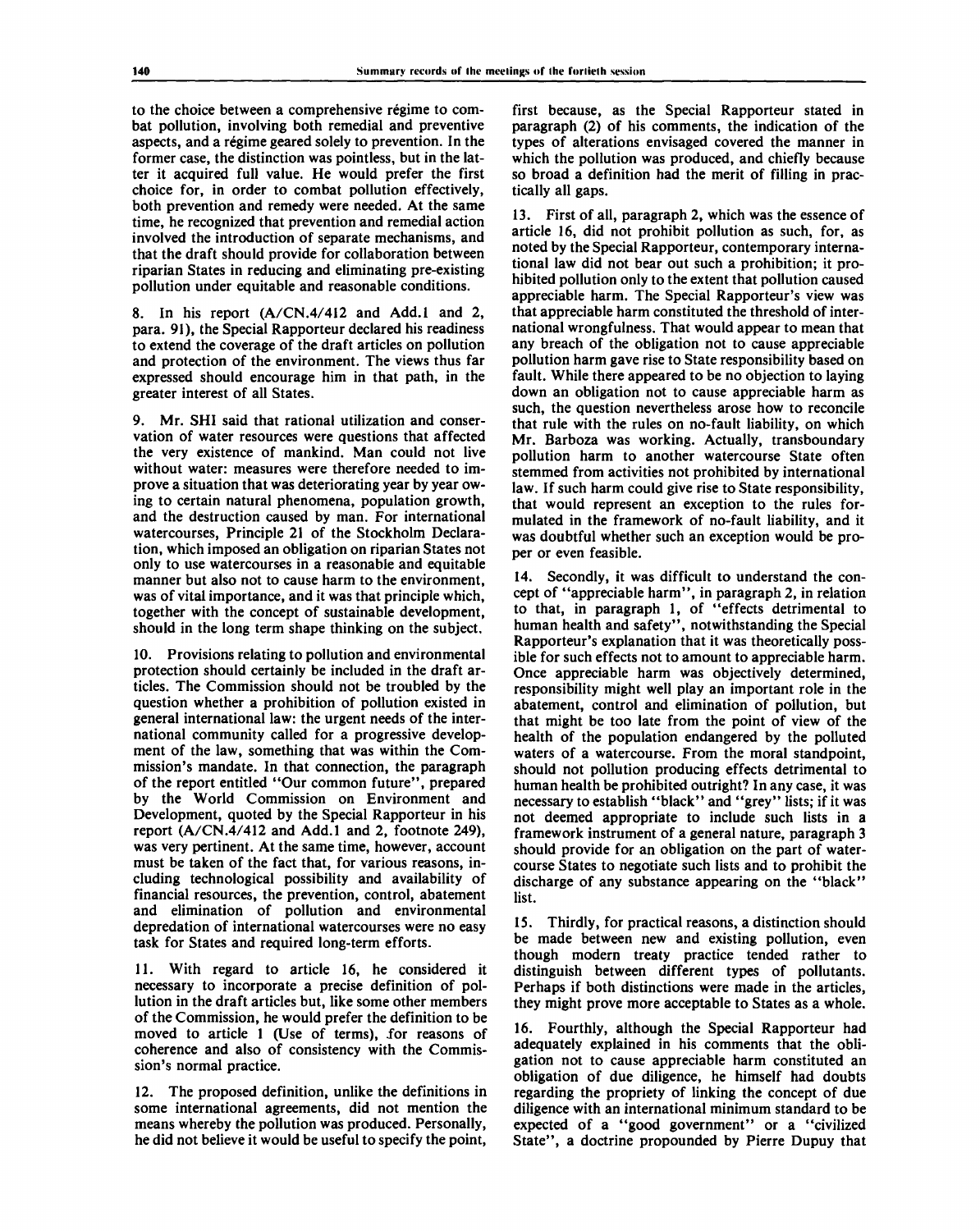to the choice between a comprehensive régime to combat pollution, involving both remedial and preventive aspects, and a régime geared solely to prevention. In the former case, the distinction was pointless, but in the latter it acquired full value. He would prefer the first choice for, in order to combat pollution effectively, both prevention and remedy were needed. At the same time, he recognized that prevention and remedial action involved the introduction of separate mechanisms, and that the draft should provide for collaboration between riparian States in reducing and eliminating pre-existing pollution under equitable and reasonable conditions.

8. In his report (A/CN.4/412 and Add.1 and 2, para. 91), the Special Rapporteur declared his readiness to extend the coverage of the draft articles on pollution and protection of the environment. The views thus far expressed should encourage him in that path, in the greater interest of all States.

9. Mr. SHI said that rational utilization and conservation of water resources were questions that affected the very existence of mankind. Man could not live without water: measures were therefore needed to improve a situation that was deteriorating year by year owing to certain natural phenomena, population growth, and the destruction caused by man. For international watercourses, Principle 21 of the Stockholm Declaration, which imposed an obligation on riparian States not only to use watercourses in a reasonable and equitable manner but also not to cause harm to the environment, was of vital importance, and it was that principle which, together with the concept of sustainable development, should in the long term shape thinking on the subject.

10. Provisions relating to pollution and environmental protection should certainly be included in the draft articles. The Commission should not be troubled by the question whether a prohibition of pollution existed in general international law: the urgent needs of the international community called for a progressive development of the law, something that was within the Commission's mandate. In that connection, the paragraph of the report entitled "Our common future", prepared by the World Commission on Environment and Development, quoted by the Special Rapporteur in his report (A/CN.4/412 and Add.1 and 2, footnote 249), was very pertinent. At the same time, however, account must be taken of the fact that, for various reasons, including technological possibility and availability of financial resources, the prevention, control, abatement and elimination of pollution and environmental depredation of international watercourses were no easy task for States and required long-term efforts.

11. With regard to article 16, he considered it necessary to incorporate a precise definition of pollution in the draft articles but, like some other members of the Commission, he would prefer the definition to be moved to article 1 (Use of terms), for reasons of coherence and also of consistency with the Commission's normal practice.

12. The proposed definition, unlike the definitions in some international agreements, did not mention the means whereby the pollution was produced. Personally, he did not believe it would be useful to specify the point, first because, as the Special Rapporteur stated in paragraph (2) of his comments, the indication of the types of alterations envisaged covered the manner in which the pollution was produced, and chiefly because so broad a definition had the merit of filling in practically all gaps.

13. First of all, paragraph 2, which was the essence of article 16, did not prohibit pollution as such, for, as noted by the Special Rapporteur, contemporary international law did not bear out such a prohibition; it prohibited pollution only to the extent that pollution caused appreciable harm. The Special Rapporteur's view was that appreciable harm constituted the threshold of international wrongfulness. That would appear to mean that any breach of the obligation not to cause appreciable pollution harm gave rise to State responsibility based on fault. While there appeared to be no objection to laying down an obligation not to cause appreciable harm as such, the question nevertheless arose how to reconcile that rule with the rules on no-fault liability, on which Mr. Barboza was working. Actually, transboundary pollution harm to another watercourse State often stemmed from activities not prohibited by international law. If such harm could give rise to State responsibility, that would represent an exception to the rules formulated in the framework of no-fault liability, and it was doubtful whether such an exception would be proper or even feasible.

14. Secondly, it was difficult to understand the concept of "appreciable harm", in paragraph 2, in relation to that, in paragraph 1, of "effects detrimental to human health and safety", notwithstanding the Special Rapporteur's explanation that it was theoretically possible for such effects not to amount to appreciable harm. Once appreciable harm was objectively determined, responsibility might well play an important role in the abatement, control and elimination of pollution, but that might be too late from the point of view of the health of the population endangered by the polluted waters of a watercourse. From the moral standpoint, should not pollution producing effects detrimental to human health be prohibited outright? In any case, it was necessary to establish "black" and "grey" lists; if it was not deemed appropriate to include such lists in a framework instrument of a general nature, paragraph 3 should provide for an obligation on the part of watercourse States to negotiate such lists and to prohibit the discharge of any substance appearing on the "black" list.

15. Thirdly, for practical reasons, a distinction should be made between new and existing pollution, even though modern treaty practice tended rather to distinguish between different types of pollutants. Perhaps if both distinctions were made in the articles, they might prove more acceptable to States as a whole.

16. Fourthly, although the Special Rapporteur had adequately explained in his comments that the obligation not to cause appreciable harm constituted an obligation of due diligence, he himself had doubts regarding the propriety of linking the concept of due diligence with an international minimum standard to be expected of a "good government" or a "civilized State", a doctrine propounded by Pierre Dupuy that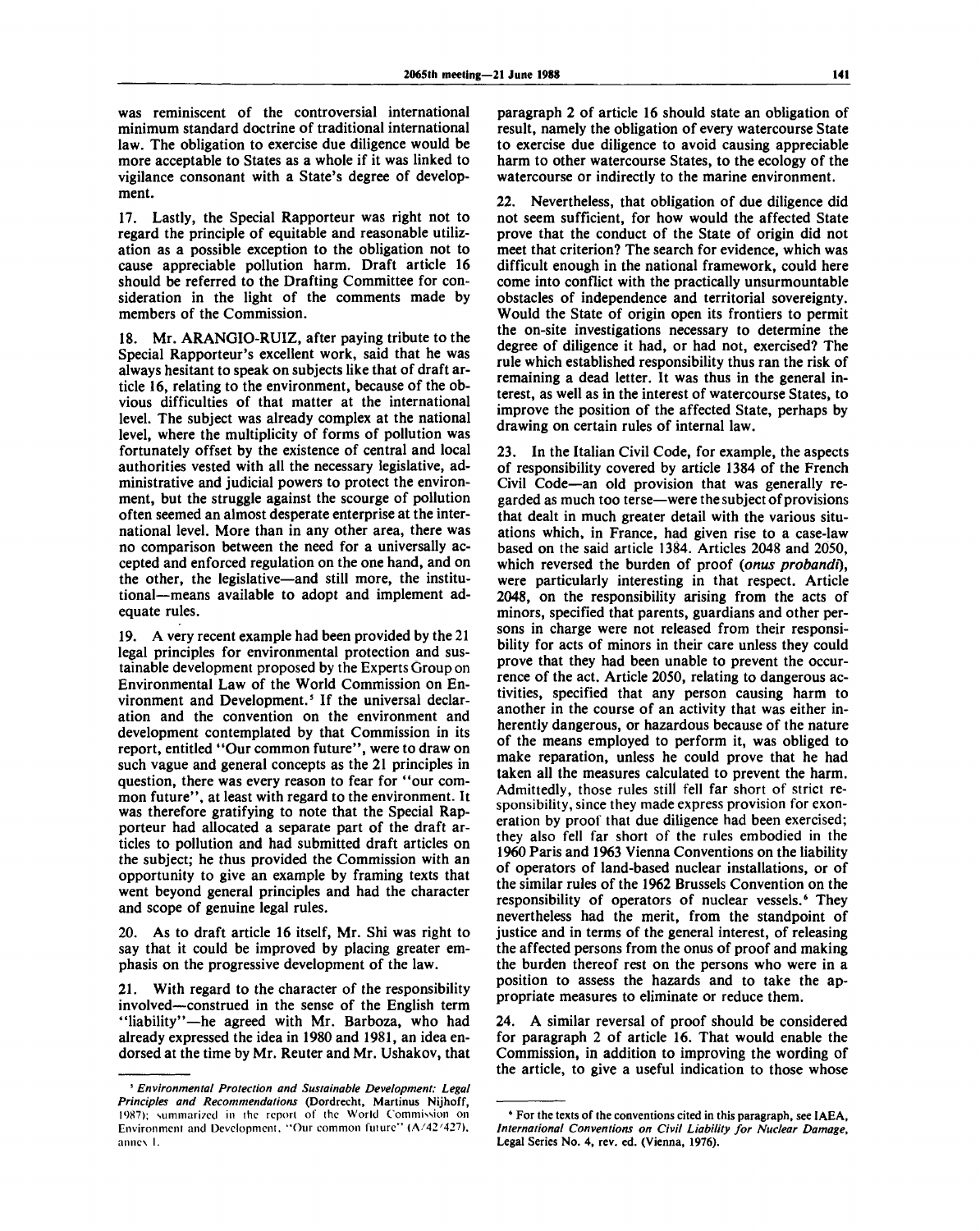was reminiscent of the controversial international minimum standard doctrine of traditional international law. The obligation to exercise due diligence would be more acceptable to States as a whole if it was linked to vigilance consonant with a State's degree of development.

17. Lastly, the Special Rapporteur was right not to regard the principle of equitable and reasonable utilization as a possible exception to the obligation not to cause appreciable pollution harm. Draft article 16 should be referred to the Drafting Committee for consideration in the light of the comments made by members of the Commission.

18. Mr. ARANGIO-RUIZ, after paying tribute to the Special Rapporteur's excellent work, said that he was always hesitant to speak on subjects like that of draft article 16, relating to the environment, because of the obvious difficulties of that matter at the international level. The subject was already complex at the national level, where the multiplicity of forms of pollution was fortunately offset by the existence of central and local authorities vested with all the necessary legislative, administrative and judicial powers to protect the environment, but the struggle against the scourge of pollution often seemed an almost desperate enterprise at the international level. More than in any other area, there was no comparison between the need for a universally accepted and enforced regulation on the one hand, and on the other, the legislative—and still more, the institutional—means available to adopt and implement adequate rules.

19. A very recent example had been provided by the 21 legal principles for environmental protection and sustainable development proposed by the Experts Group on Environmental Law of the World Commission on Environment and Development.[5] If the universal declaration and the convention on the environment and development contemplated by that Commission in its report, entitled "Our common future", were to draw on such vague and general concepts as the 21 principles in question, there was every reason to fear for "our common future", at least with regard to the environment. It was therefore gratifying to note that the Special Rapporteur had allocated a separate part of the draft articles to pollution and had submitted draft articles on the subject; he thus provided the Commission with an opportunity to give an example by framing texts that went beyond general principles and had the character and scope of genuine legal rules.

20. As to draft article 16 itself, Mr. Shi was right to say that it could be improved by placing greater emphasis on the progressive development of the law.

21. With regard to the character of the responsibility involved—construed in the sense of the English term "liability"—he agreed with Mr. Barboza, who had already expressed the idea in 1980 and 1981, an idea endorsed at the time by Mr. Reuter and Mr. Ushakov, that paragraph 2 of article 16 should state an obligation of result, namely the obligation of every watercourse State to exercise due diligence to avoid causing appreciable harm to other watercourse States, to the ecology of the watercourse or indirectly to the marine environment.

22. Nevertheless, that obligation of due diligence did not seem sufficient, for how would the affected State prove that the conduct of the State of origin did not meet that criterion? The search for evidence, which was difficult enough in the national framework, could here come into conflict with the practically unsurmountable obstacles of independence and territorial sovereignty. Would the State of origin open its frontiers to permit the on-site investigations necessary to determine the degree of diligence it had, or had not, exercised? The rule which established responsibility thus ran the risk of remaining a dead letter. It was thus in the general interest, as well as in the interest of watercourse States, to improve the position of the affected State, perhaps by drawing on certain rules of internal law.

23. In the Italian Civil Code, for example, the aspects of responsibility covered by article 1384 of the French Civil Code—an old provision that was generally regarded as much too terse—were the subject of provisions that dealt in much greater detail with the various situations which, in France, had given rise to a case-law based on the said article 1384. Articles 2048 and 2050, which reversed the burden of proof (*onus probandi*), were particularly interesting in that respect. Article 2048, on the responsibility arising from the acts of minors, specified that parents, guardians and other persons in charge were not released from their responsibility for acts of minors in their care unless they could prove that they had been unable to prevent the occurrence of the act. Article 2050, relating to dangerous activities, specified that any person causing harm to another in the course of an activity that was either inherently dangerous, or hazardous because of the nature of the means employed to perform it, was obliged to make reparation, unless he could prove that he had taken all the measures calculated to prevent the harm. Admittedly, those rules still fell far short of strict responsibility, since they made express provision for exoneration by proof that due diligence had been exercised; they also fell far short of the rules embodied in the 1960 Paris and 1963 Vienna Conventions on the liability of operators of land-based nuclear installations, or of the similar rules of the 1962 Brussels Convention on the responsibility of operators of nuclear vessels.[6] They nevertheless had the merit, from the standpoint of justice and in terms of the general interest, of releasing the affected persons from the onus of proof and making the burden thereof rest on the persons who were in a position to assess the hazards and to take the appropriate measures to eliminate or reduce them.

24. A similar reversal of proof should be considered for paragraph 2 of article 16. That would enable the Commission, in addition to improving the wording of the article, to give a useful indication to those whose

---

[5] *Environmental Protection and Sustainable Development: Legal Principles and Recommendations* (Dordrecht, Martinus Nijhoff, 1987); summarized in the report of the World Commission on Environment and Development, "Our common future" (A/42/427), annex I.

[6] For the texts of the conventions cited in this paragraph, see IAEA, *International Conventions on Civil Liability for Nuclear Damage*, Legal Series No. 4, rev. ed. (Vienna, 1976).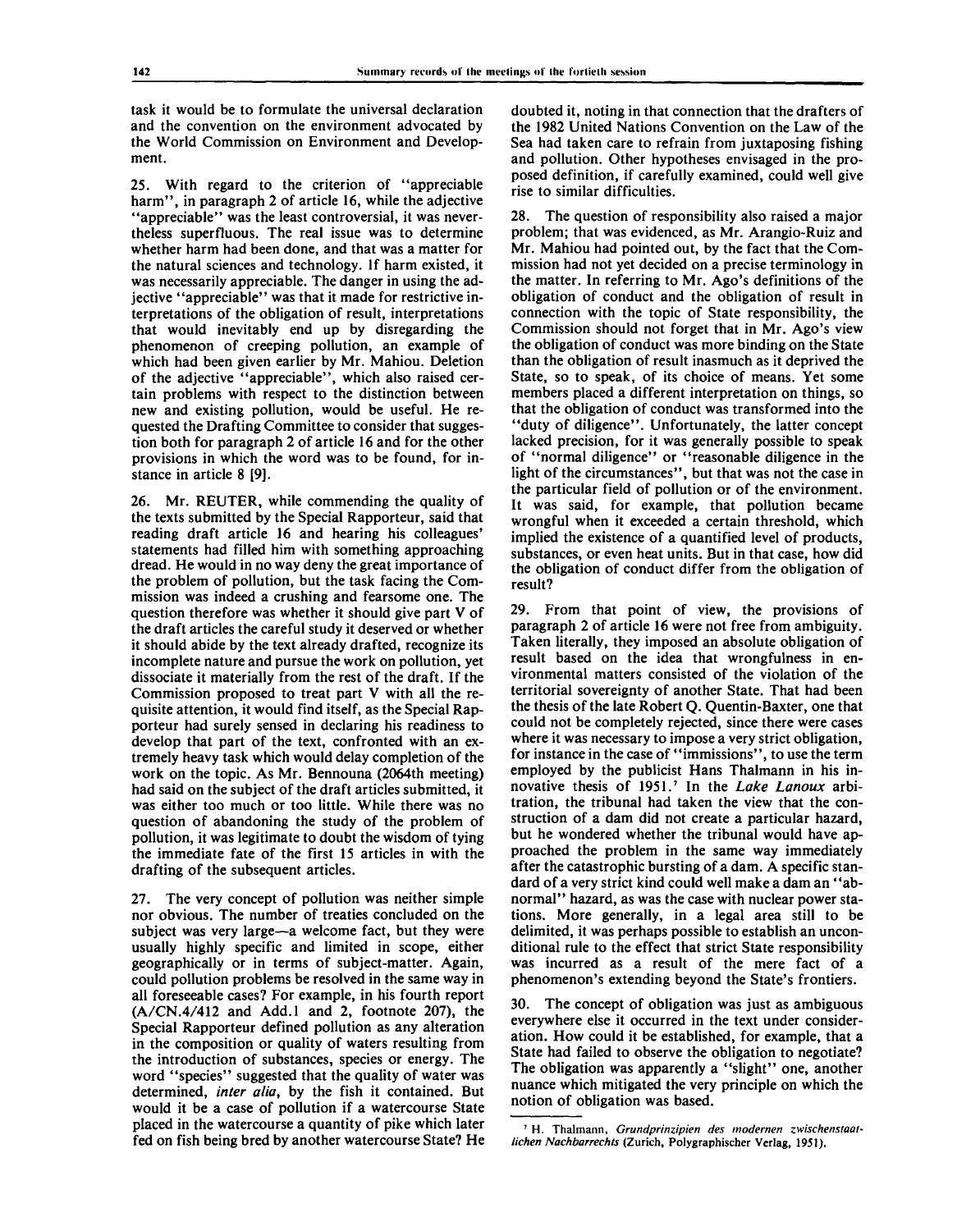task it would be to formulate the universal declaration and the convention on the environment advocated by the World Commission on Environment and Development.

25. With regard to the criterion of "appreciable harm", in paragraph 2 of article 16, while the adjective "appreciable" was the least controversial, it was nevertheless superfluous. The real issue was to determine whether harm had been done, and that was a matter for the natural sciences and technology. If harm existed, it was necessarily appreciable. The danger in using the adjective "appreciable" was that it made for restrictive interpretations of the obligation of result, interpretations that would inevitably end up by disregarding the phenomenon of creeping pollution, an example of which had been given earlier by Mr. Mahiou. Deletion of the adjective "appreciable", which also raised certain problems with respect to the distinction between new and existing pollution, would be useful. He requested the Drafting Committee to consider that suggestion both for paragraph 2 of article 16 and for the other provisions in which the word was to be found, for instance in article 8 [9].

26. Mr. REUTER, while commending the quality of the texts submitted by the Special Rapporteur, said that reading draft article 16 and hearing his colleagues' statements had filled him with something approaching dread. He would in no way deny the great importance of the problem of pollution, but the task facing the Commission was indeed a crushing and fearsome one. The question therefore was whether it should give part V of the draft articles the careful study it deserved or whether it should abide by the text already drafted, recognize its incomplete nature and pursue the work on pollution, yet dissociate it materially from the rest of the draft. If the Commission proposed to treat part V with all the requisite attention, it would find itself, as the Special Rapporteur had surely sensed in declaring his readiness to develop that part of the text, confronted with an extremely heavy task which would delay completion of the work on the topic. As Mr. Bennouna (2064th meeting) had said on the subject of the draft articles submitted, it was either too much or too little. While there was no question of abandoning the study of the problem of pollution, it was legitimate to doubt the wisdom of tying the immediate fate of the first 15 articles in with the drafting of the subsequent articles.

27. The very concept of pollution was neither simple nor obvious. The number of treaties concluded on the subject was very large—a welcome fact, but they were usually highly specific and limited in scope, either geographically or in terms of subject-matter. Again, could pollution problems be resolved in the same way in all foreseeable cases? For example, in his fourth report (A/CN.4/412 and Add.1 and 2, footnote 207), the Special Rapporteur defined pollution as any alteration in the composition or quality of waters resulting from the introduction of substances, species or energy. The word "species" suggested that the quality of water was determined, *inter alia*, by the fish it contained. But would it be a case of pollution if a watercourse State placed in the watercourse a quantity of pike which later fed on fish being bred by another watercourse State? He doubted it, noting in that connection that the drafters of the 1982 United Nations Convention on the Law of the Sea had taken care to refrain from juxtaposing fishing and pollution. Other hypotheses envisaged in the proposed definition, if carefully examined, could well give rise to similar difficulties.

28. The question of responsibility also raised a major problem; that was evidenced, as Mr. Arangio-Ruiz and Mr. Mahiou had pointed out, by the fact that the Commission had not yet decided on a precise terminology in the matter. In referring to Mr. Ago's definitions of the obligation of conduct and the obligation of result in connection with the topic of State responsibility, the Commission should not forget that in Mr. Ago's view the obligation of conduct was more binding on the State than the obligation of result inasmuch as it deprived the State, so to speak, of its choice of means. Yet some members placed a different interpretation on things, so that the obligation of conduct was transformed into the "duty of diligence". Unfortunately, the latter concept lacked precision, for it was generally possible to speak of "normal diligence" or "reasonable diligence in the light of the circumstances", but that was not the case in the particular field of pollution or of the environment. It was said, for example, that pollution became wrongful when it exceeded a certain threshold, which implied the existence of a quantified level of products, substances, or even heat units. But in that case, how did the obligation of conduct differ from the obligation of result?

29. From that point of view, the provisions of paragraph 2 of article 16 were not free from ambiguity. Taken literally, they imposed an absolute obligation of result based on the idea that wrongfulness in environmental matters consisted of the violation of the territorial sovereignty of another State. That had been the thesis of the late Robert Q. Quentin-Baxter, one that could not be completely rejected, since there were cases where it was necessary to impose a very strict obligation, for instance in the case of "immissions", to use the term employed by the publicist Hans Thalmann in his innovative thesis of 1951.[7] In the *Lake Lanoux* arbitration, the tribunal had taken the view that the construction of a dam did not create a particular hazard, but he wondered whether the tribunal would have approached the problem in the same way immediately after the catastrophic bursting of a dam. A specific standard of a very strict kind could well make a dam an "abnormal" hazard, as was the case with nuclear power stations. More generally, in a legal area still to be delimited, it was perhaps possible to establish an unconditional rule to the effect that strict State responsibility was incurred as a result of the mere fact of a phenomenon's extending beyond the State's frontiers.

30. The concept of obligation was just as ambiguous everywhere else it occurred in the text under consideration. How could it be established, for example, that a State had failed to observe the obligation to negotiate? The obligation was apparently a "slight" one, another nuance which mitigated the very principle on which the notion of obligation was based.

---

[7] H. Thalmann, *Grundprinzipien des modernen zwischenstaatlichen Nachbarrechts* (Zurich, Polygraphischer Verlag, 1951).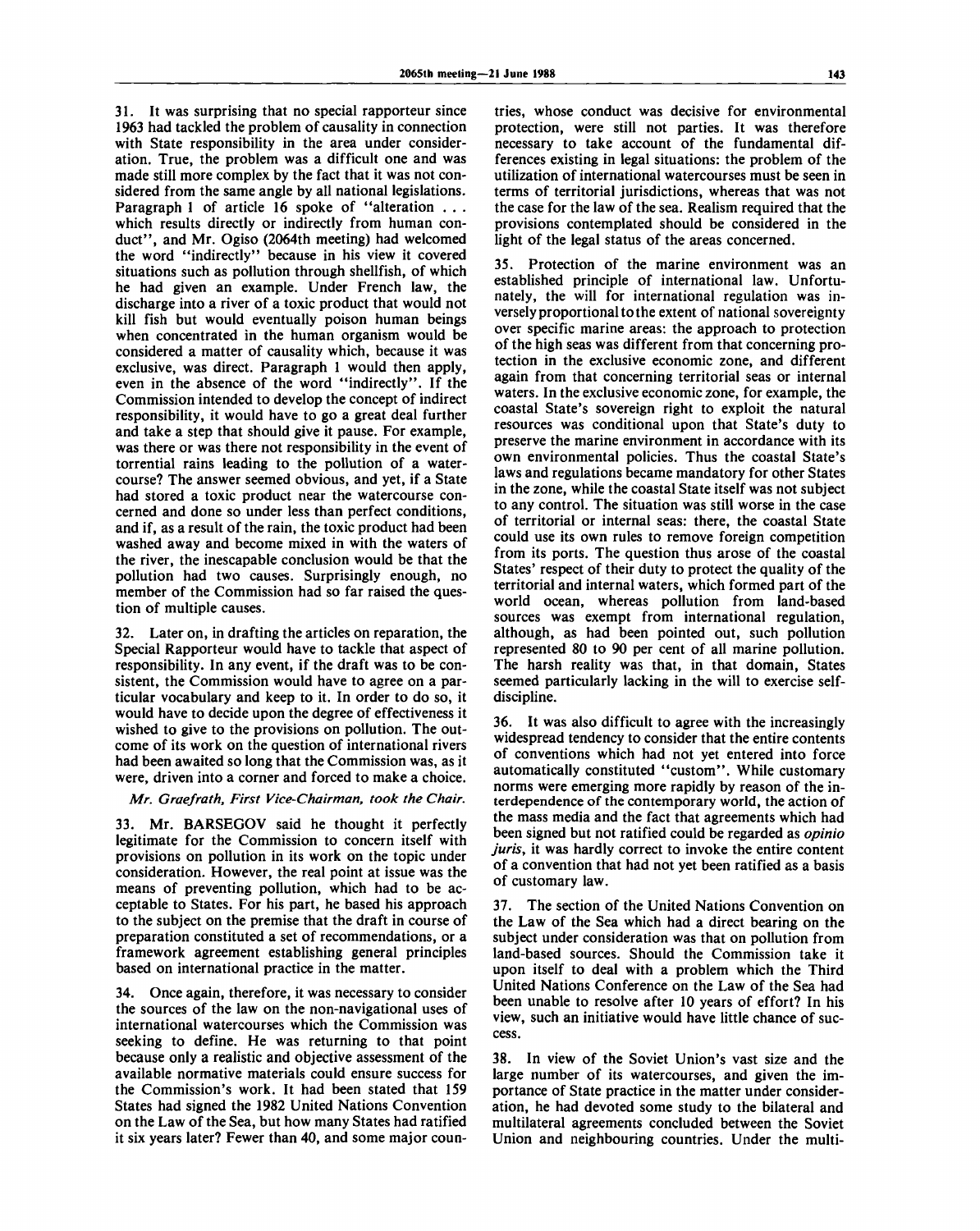31. It was surprising that no special rapporteur since 1963 had tackled the problem of causality in connection with State responsibility in the area under consideration. True, the problem was a difficult one and was made still more complex by the fact that it was not considered from the same angle by all national legislations. Paragraph 1 of article 16 spoke of "alteration . . . which results directly or indirectly from human conduct", and Mr. Ogiso (2064th meeting) had welcomed the word "indirectly" because in his view it covered situations such as pollution through shellfish, of which he had given an example. Under French law, the discharge into a river of a toxic product that would not kill fish but would eventually poison human beings when concentrated in the human organism would be considered a matter of causality which, because it was exclusive, was direct. Paragraph 1 would then apply, even in the absence of the word "indirectly". If the Commission intended to develop the concept of indirect responsibility, it would have to go a great deal further and take a step that should give it pause. For example, was there or was there not responsibility in the event of torrential rains leading to the pollution of a watercourse? The answer seemed obvious, and yet, if a State had stored a toxic product near the watercourse concerned and done so under less than perfect conditions, and if, as a result of the rain, the toxic product had been washed away and become mixed in with the waters of the river, the inescapable conclusion would be that the pollution had two causes. Surprisingly enough, no member of the Commission had so far raised the question of multiple causes.

32. Later on, in drafting the articles on reparation, the Special Rapporteur would have to tackle that aspect of responsibility. In any event, if the draft was to be consistent, the Commission would have to agree on a particular vocabulary and keep to it. In order to do so, it would have to decide upon the degree of effectiveness it wished to give to the provisions on pollution. The outcome of its work on the question of international rivers had been awaited so long that the Commission was, as it were, driven into a corner and forced to make a choice.

*Mr. Graefrath, First Vice-Chairman, took the Chair.*

33. Mr. BARSEGOV said he thought it perfectly legitimate for the Commission to concern itself with provisions on pollution in its work on the topic under consideration. However, the real point at issue was the means of preventing pollution, which had to be acceptable to States. For his part, he based his approach to the subject on the premise that the draft in course of preparation constituted a set of recommendations, or a framework agreement establishing general principles based on international practice in the matter.

34. Once again, therefore, it was necessary to consider the sources of the law on the non-navigational uses of international watercourses which the Commission was seeking to define. He was returning to that point because only a realistic and objective assessment of the available normative materials could ensure success for the Commission's work. It had been stated that 159 States had signed the 1982 United Nations Convention on the Law of the Sea, but how many States had ratified it six years later? Fewer than 40, and some major countries, whose conduct was decisive for environmental protection, were still not parties. It was therefore necessary to take account of the fundamental differences existing in legal situations: the problem of the utilization of international watercourses must be seen in terms of territorial jurisdictions, whereas that was not the case for the law of the sea. Realism required that the provisions contemplated should be considered in the light of the legal status of the areas concerned.

35. Protection of the marine environment was an established principle of international law. Unfortunately, the will for international regulation was inversely proportional to the extent of national sovereignty over specific marine areas: the approach to protection of the high seas was different from that concerning protection in the exclusive economic zone, and different again from that concerning territorial seas or internal waters. In the exclusive economic zone, for example, the coastal State's sovereign right to exploit the natural resources was conditional upon that State's duty to preserve the marine environment in accordance with its own environmental policies. Thus the coastal State's laws and regulations became mandatory for other States in the zone, while the coastal State itself was not subject to any control. The situation was still worse in the case of territorial or internal seas: there, the coastal State could use its own rules to remove foreign competition from its ports. The question thus arose of the coastal States' respect of their duty to protect the quality of the territorial and internal waters, which formed part of the world ocean, whereas pollution from land-based sources was exempt from international regulation, although, as had been pointed out, such pollution represented 80 to 90 per cent of all marine pollution. The harsh reality was that, in that domain, States seemed particularly lacking in the will to exercise self-discipline.

36. It was also difficult to agree with the increasingly widespread tendency to consider that the entire contents of conventions which had not yet entered into force automatically constituted "custom". While customary norms were emerging more rapidly by reason of the interdependence of the contemporary world, the action of the mass media and the fact that agreements which had been signed but not ratified could be regarded as *opinio juris*, it was hardly correct to invoke the entire content of a convention that had not yet been ratified as a basis of customary law.

37. The section of the United Nations Convention on the Law of the Sea which had a direct bearing on the subject under consideration was that on pollution from land-based sources. Should the Commission take it upon itself to deal with a problem which the Third United Nations Conference on the Law of the Sea had been unable to resolve after 10 years of effort? In his view, such an initiative would have little chance of success.

38. In view of the Soviet Union's vast size and the large number of its watercourses, and given the importance of State practice in the matter under consideration, he had devoted some study to the bilateral and multilateral agreements concluded between the Soviet Union and neighbouring countries. Under the multi-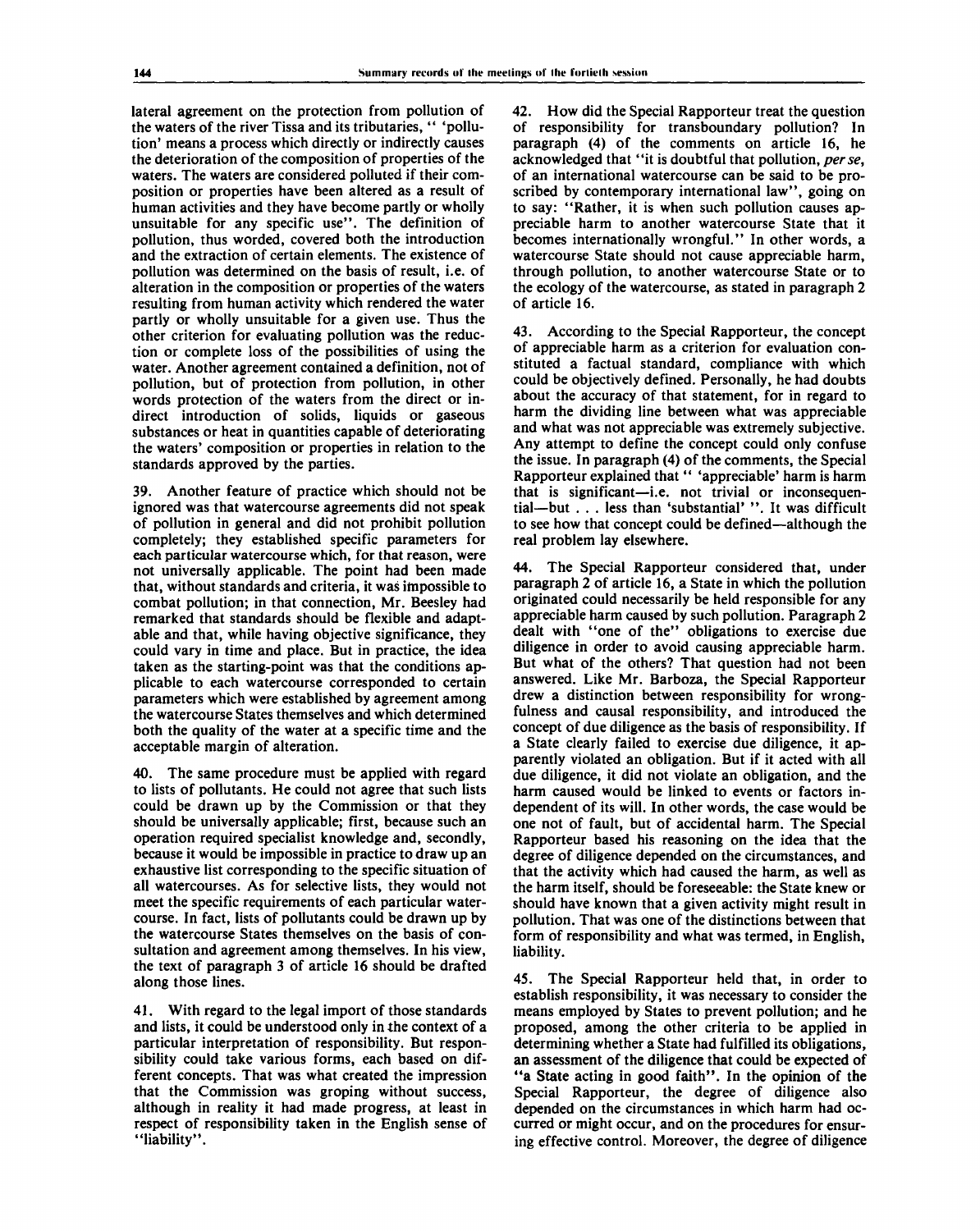lateral agreement on the protection from pollution of the waters of the river Tissa and its tributaries, " 'pollution' means a process which directly or indirectly causes the deterioration of the composition of properties of the waters. The waters are considered polluted if their composition or properties have been altered as a result of human activities and they have become partly or wholly unsuitable for any specific use". The definition of pollution, thus worded, covered both the introduction and the extraction of certain elements. The existence of pollution was determined on the basis of result, i.e. of alteration in the composition or properties of the waters resulting from human activity which rendered the water partly or wholly unsuitable for a given use. Thus the other criterion for evaluating pollution was the reduction or complete loss of the possibilities of using the water. Another agreement contained a definition, not of pollution, but of protection from pollution, in other words protection of the waters from the direct or indirect introduction of solids, liquids or gaseous substances or heat in quantities capable of deteriorating the waters' composition or properties in relation to the standards approved by the parties.

39. Another feature of practice which should not be ignored was that watercourse agreements did not speak of pollution in general and did not prohibit pollution completely; they established specific parameters for each particular watercourse which, for that reason, were not universally applicable. The point had been made that, without standards and criteria, it was impossible to combat pollution; in that connection, Mr. Beesley had remarked that standards should be flexible and adaptable and that, while having objective significance, they could vary in time and place. But in practice, the idea taken as the starting-point was that the conditions applicable to each watercourse corresponded to certain parameters which were established by agreement among the watercourse States themselves and which determined both the quality of the water at a specific time and the acceptable margin of alteration.

40. The same procedure must be applied with regard to lists of pollutants. He could not agree that such lists could be drawn up by the Commission or that they should be universally applicable; first, because such an operation required specialist knowledge and, secondly, because it would be impossible in practice to draw up an exhaustive list corresponding to the specific situation of all watercourses. As for selective lists, they would not meet the specific requirements of each particular watercourse. In fact, lists of pollutants could be drawn up by the watercourse States themselves on the basis of consultation and agreement among themselves. In his view, the text of paragraph 3 of article 16 should be drafted along those lines.

41. With regard to the legal import of those standards and lists, it could be understood only in the context of a particular interpretation of responsibility. But responsibility could take various forms, each based on different concepts. That was what created the impression that the Commission was groping without success, although in reality it had made progress, at least in respect of responsibility taken in the English sense of "liability".

42. How did the Special Rapporteur treat the question of responsibility for transboundary pollution? In paragraph (4) of the comments on article 16, he acknowledged that "it is doubtful that pollution, *per se*, of an international watercourse can be said to be proscribed by contemporary international law", going on to say: "Rather, it is when such pollution causes appreciable harm to another watercourse State that it becomes internationally wrongful." In other words, a watercourse State should not cause appreciable harm, through pollution, to another watercourse State or to the ecology of the watercourse, as stated in paragraph 2 of article 16.

43. According to the Special Rapporteur, the concept of appreciable harm as a criterion for evaluation constituted a factual standard, compliance with which could be objectively defined. Personally, he had doubts about the accuracy of that statement, for in regard to harm the dividing line between what was appreciable and what was not appreciable was extremely subjective. Any attempt to define the concept could only confuse the issue. In paragraph (4) of the comments, the Special Rapporteur explained that " 'appreciable' harm is harm that is significant—i.e. not trivial or inconsequential—but . . . less than 'substantial' ". It was difficult to see how that concept could be defined—although the real problem lay elsewhere.

44. The Special Rapporteur considered that, under paragraph 2 of article 16, a State in which the pollution originated could necessarily be held responsible for any appreciable harm caused by such pollution. Paragraph 2 dealt with "one of the" obligations to exercise due diligence in order to avoid causing appreciable harm. But what of the others? That question had not been answered. Like Mr. Barboza, the Special Rapporteur drew a distinction between responsibility for wrongfulness and causal responsibility, and introduced the concept of due diligence as the basis of responsibility. If a State clearly failed to exercise due diligence, it apparently violated an obligation. But if it acted with all due diligence, it did not violate an obligation, and the harm caused would be linked to events or factors independent of its will. In other words, the case would be one not of fault, but of accidental harm. The Special Rapporteur based his reasoning on the idea that the degree of diligence depended on the circumstances, and that the activity which had caused the harm, as well as the harm itself, should be foreseeable: the State knew or should have known that a given activity might result in pollution. That was one of the distinctions between that form of responsibility and what was termed, in English, liability.

45. The Special Rapporteur held that, in order to establish responsibility, it was necessary to consider the means employed by States to prevent pollution; and he proposed, among the other criteria to be applied in determining whether a State had fulfilled its obligations, an assessment of the diligence that could be expected of "a State acting in good faith". In the opinion of the Special Rapporteur, the degree of diligence also depended on the circumstances in which harm had occurred or might occur, and on the procedures for ensuring effective control. Moreover, the degree of diligence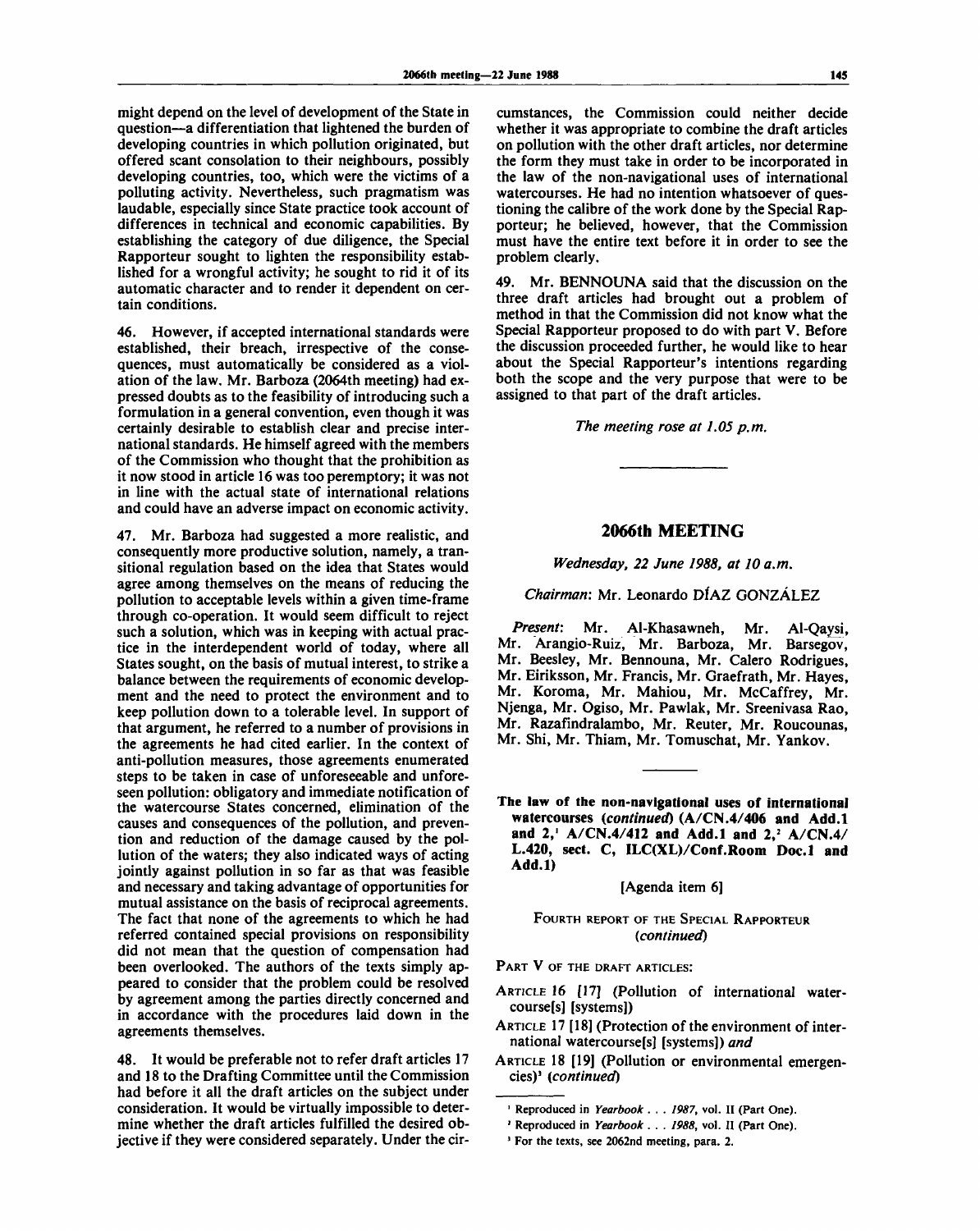might depend on the level of development of the State in question—a differentiation that lightened the burden of developing countries in which pollution originated, but offered scant consolation to their neighbours, possibly developing countries, too, which were the victims of a polluting activity. Nevertheless, such pragmatism was laudable, especially since State practice took account of differences in technical and economic capabilities. By establishing the category of due diligence, the Special Rapporteur sought to lighten the responsibility established for a wrongful activity; he sought to rid it of its automatic character and to render it dependent on certain conditions.

46. However, if accepted international standards were established, their breach, irrespective of the consequences, must automatically be considered as a violation of the law. Mr. Barboza (2064th meeting) had expressed doubts as to the feasibility of introducing such a formulation in a general convention, even though it was certainly desirable to establish clear and precise international standards. He himself agreed with the members of the Commission who thought that the prohibition as it now stood in article 16 was too peremptory; it was not in line with the actual state of international relations and could have an adverse impact on economic activity.

47. Mr. Barboza had suggested a more realistic, and consequently more productive solution, namely, a transitional regulation based on the idea that States would agree among themselves on the means of reducing the pollution to acceptable levels within a given time-frame through co-operation. It would seem difficult to reject such a solution, which was in keeping with actual practice in the interdependent world of today, where all States sought, on the basis of mutual interest, to strike a balance between the requirements of economic development and the need to protect the environment and to keep pollution down to a tolerable level. In support of that argument, he referred to a number of provisions in the agreements he had cited earlier. In the context of anti-pollution measures, those agreements enumerated steps to be taken in case of unforeseeable and unforeseen pollution: obligatory and immediate notification of the watercourse States concerned, elimination of the causes and consequences of the pollution, and prevention and reduction of the damage caused by the pollution of the waters; they also indicated ways of acting jointly against pollution in so far as that was feasible and necessary and taking advantage of opportunities for mutual assistance on the basis of reciprocal agreements. The fact that none of the agreements to which he had referred contained special provisions on responsibility did not mean that the question of compensation had been overlooked. The authors of the texts simply appeared to consider that the problem could be resolved by agreement among the parties directly concerned and in accordance with the procedures laid down in the agreements themselves.

48. It would be preferable not to refer draft articles 17 and 18 to the Drafting Committee until the Commission had before it all the draft articles on the subject under consideration. It would be virtually impossible to determine whether the draft articles fulfilled the desired objective if they were considered separately. Under the circumstances, the Commission could neither decide whether it was appropriate to combine the draft articles on pollution with the other draft articles, nor determine the form they must take in order to be incorporated in the law of the non-navigational uses of international watercourses. He had no intention whatsoever of questioning the calibre of the work done by the Special Rapporteur; he believed, however, that the Commission must have the entire text before it in order to see the problem clearly.

49. Mr. BENNOUNA said that the discussion on the three draft articles had brought out a problem of method in that the Commission did not know what the Special Rapporteur proposed to do with part V. Before the discussion proceeded further, he would like to hear about the Special Rapporteur's intentions regarding both the scope and the very purpose that were to be assigned to that part of the draft articles.

*The meeting rose at 1.05 p.m.*

---

## 2066th MEETING

*Wednesday, 22 June 1988, at 10 a.m.*

*Chairman:* Mr. Leonardo DÍAZ GONZÁLEZ

*Present:* Mr. Al-Khasawneh, Mr. Al-Qaysi, Mr. Arangio-Ruiz, Mr. Barboza, Mr. Barsegov, Mr. Beesley, Mr. Bennouna, Mr. Calero Rodrigues, Mr. Eiriksson, Mr. Francis, Mr. Graefrath, Mr. Hayes, Mr. Koroma, Mr. Mahiou, Mr. McCaffrey, Mr. Njenga, Mr. Ogiso, Mr. Pawlak, Mr. Sreenivasa Rao, Mr. Razafindralambo, Mr. Reuter, Mr. Roucounas, Mr. Shi, Mr. Thiam, Mr. Tomuschat, Mr. Yankov.

---

**The law of the non-navigational uses of international watercourses (*continued*) (A/CN.4/406 and Add.1 and 2,[1] A/CN.4/412 and Add.1 and 2,[2] A/CN.4/L.420, sect. C, ILC(XL)/Conf.Room Doc.1 and Add.1)**

[Agenda item 6]

FOURTH REPORT OF THE SPECIAL RAPPORTEUR (*continued*)

PART V OF THE DRAFT ARTICLES:

ARTICLE 16 [17] (Pollution of international watercourse[s] [systems])

ARTICLE 17 [18] (Protection of the environment of international watercourse[s] [systems]) *and*

ARTICLE 18 [19] (Pollution or environmental emergencies)[3] (*continued*)

---

[1] Reproduced in *Yearbook . . . 1987*, vol. II (Part One).

[2] Reproduced in *Yearbook . . . 1988*, vol. II (Part One).

[3] For the texts, see 2062nd meeting, para. 2.